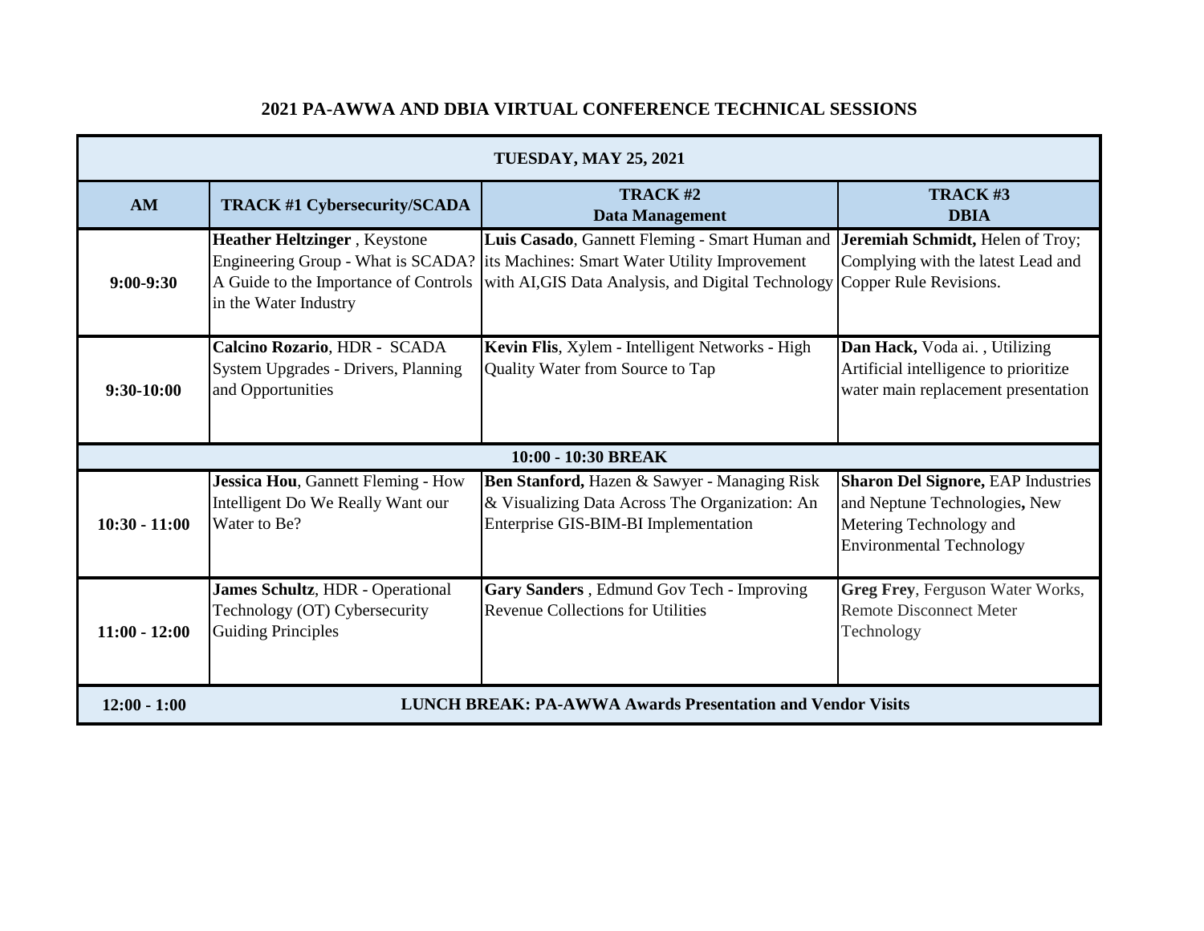# 2021 PA-AWWA AND DBIA VIRTUAL CONFERENCE TECHNICAL SESSIONS

| TUESDAY, MAY 25, 2021 | | | |
|---|---|---|---|
| **AM** | **TRACK #1 Cybersecurity/SCADA** | **TRACK #2 Data Management** | **TRACK #3 DBIA** |
| **9:00-9:30** | **Heather Heltzinger** , Keystone Engineering Group - What is SCADA? A Guide to the Importance of Controls in the Water Industry | **Luis Casado**, Gannett Fleming - Smart Human and its Machines: Smart Water Utility Improvement with AI,GIS Data Analysis, and Digital Technology | **Jeremiah Schmidt,** Helen of Troy; Complying with the latest Lead and Copper Rule Revisions. |
| **9:30-10:00** | **Calcino Rozario**, HDR - SCADA System Upgrades - Drivers, Planning and Opportunities | **Kevin Flis**, Xylem - Intelligent Networks - High Quality Water from Source to Tap | **Dan Hack,** Voda ai. , Utilizing Artificial intelligence to prioritize water main replacement presentation |
| **10:00 - 10:30 BREAK** | | | |
| **10:30 - 11:00** | **Jessica Hou**, Gannett Fleming - How Intelligent Do We Really Want our Water to Be? | **Ben Stanford,** Hazen & Sawyer - Managing Risk & Visualizing Data Across The Organization: An Enterprise GIS-BIM-BI Implementation | **Sharon Del Signore,** EAP Industries and Neptune Technologies**,** New Metering Technology and Environmental Technology |
| **11:00 - 12:00** | **James Schultz**, HDR - Operational Technology (OT) Cybersecurity Guiding Principles | **Gary Sanders** , Edmund Gov Tech - Improving Revenue Collections for Utilities | **Greg Frey**, Ferguson Water Works, Remote Disconnect Meter Technology |
| **12:00 - 1:00** | **LUNCH BREAK: PA-AWWA Awards Presentation and Vendor Visits** | | |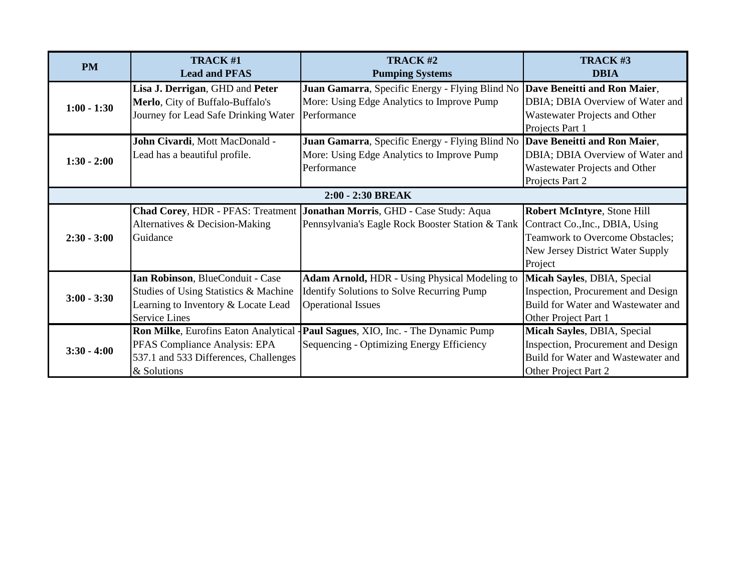| PM | TRACK #1<br>Lead and PFAS | TRACK #2<br>Pumping Systems | TRACK #3<br>DBIA |
|---|---|---|---|
| 1:00 - 1:30 | **Lisa J. Derrigan**, GHD and **Peter Merlo**, City of Buffalo-Buffalo's Journey for Lead Safe Drinking Water | **Juan Gamarra**, Specific Energy - Flying Blind No More: Using Edge Analytics to Improve Pump Performance | **Dave Beneitti and Ron Maier**, DBIA; DBIA Overview of Water and Wastewater Projects and Other Projects Part 1 |
| 1:30 - 2:00 | **John Civardi**, Mott MacDonald - Lead has a beautiful profile. | **Juan Gamarra**, Specific Energy - Flying Blind No More: Using Edge Analytics to Improve Pump Performance | **Dave Beneitti and Ron Maier**, DBIA; DBIA Overview of Water and Wastewater Projects and Other Projects Part 2 |
| **2:00 - 2:30 BREAK** | | | |
| 2:30 - 3:00 | **Chad Corey**, HDR - PFAS: Treatment Alternatives & Decision-Making Guidance | **Jonathan Morris**, GHD - Case Study: Aqua Pennsylvania's Eagle Rock Booster Station & Tank | **Robert McIntyre**, Stone Hill Contract Co.,Inc., DBIA, Using Teamwork to Overcome Obstacles; New Jersey District Water Supply Project |
| 3:00 - 3:30 | **Ian Robinson**, BlueConduit - Case Studies of Using Statistics & Machine Learning to Inventory & Locate Lead Service Lines | **Adam Arnold,** HDR - Using Physical Modeling to Identify Solutions to Solve Recurring Pump Operational Issues | **Micah Sayles**, DBIA, Special Inspection, Procurement and Design Build for Water and Wastewater and Other Project Part 1 |
| 3:30 - 4:00 | **Ron Milke**, Eurofins Eaton Analytical - PFAS Compliance Analysis: EPA 537.1 and 533 Differences, Challenges & Solutions | **Paul Sagues**, XIO, Inc. - The Dynamic Pump Sequencing - Optimizing Energy Efficiency | **Micah Sayles**, DBIA, Special Inspection, Procurement and Design Build for Water and Wastewater and Other Project Part 2 |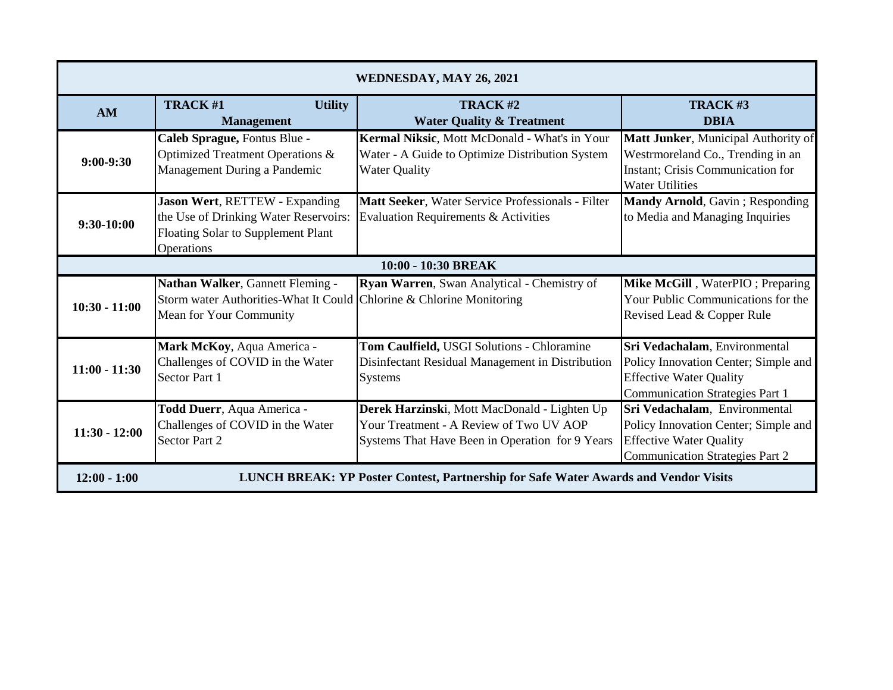| WEDNESDAY, MAY 26, 2021 | | | |
|---|---|---|---|
| **AM** | **TRACK #1 Utility Management** | **TRACK #2 Water Quality & Treatment** | **TRACK #3 DBIA** |
| **9:00-9:30** | **Caleb Sprague,** Fontus Blue - Optimized Treatment Operations & Management During a Pandemic | **Kermal Niksic**, Mott McDonald - What's in Your Water - A Guide to Optimize Distribution System Water Quality | **Matt Junker**, Municipal Authority of Westrmoreland Co., Trending in an Instant; Crisis Communication for Water Utilities |
| **9:30-10:00** | **Jason Wert**, RETTEW - Expanding the Use of Drinking Water Reservoirs: Floating Solar to Supplement Plant Operations | **Matt Seeker**, Water Service Professionals - Filter Evaluation Requirements & Activities | **Mandy Arnold**, Gavin ; Responding to Media and Managing Inquiries |
| | **10:00 - 10:30 BREAK** | | |
| **10:30 - 11:00** | **Nathan Walker**, Gannett Fleming - Storm water Authorities-What It Could Mean for Your Community | **Ryan Warren**, Swan Analytical - Chemistry of Chlorine & Chlorine Monitoring | **Mike McGill** , WaterPIO ; Preparing Your Public Communications for the Revised Lead & Copper Rule |
| **11:00 - 11:30** | **Mark McKoy**, Aqua America - Challenges of COVID in the Water Sector Part 1 | **Tom Caulfield,** USGI Solutions - Chloramine Disinfectant Residual Management in Distribution Systems | **Sri Vedachalam**, Environmental Policy Innovation Center; Simple and Effective Water Quality Communication Strategies Part 1 |
| **11:30 - 12:00** | **Todd Duerr**, Aqua America - Challenges of COVID in the Water Sector Part 2 | **Derek Harzinsk**i, Mott MacDonald - Lighten Up Your Treatment - A Review of Two UV AOP Systems That Have Been in Operation for 9 Years | **Sri Vedachalam**, Environmental Policy Innovation Center; Simple and Effective Water Quality Communication Strategies Part 2 |
| **12:00 - 1:00** | **LUNCH BREAK: YP Poster Contest, Partnership for Safe Water Awards and Vendor Visits** | | |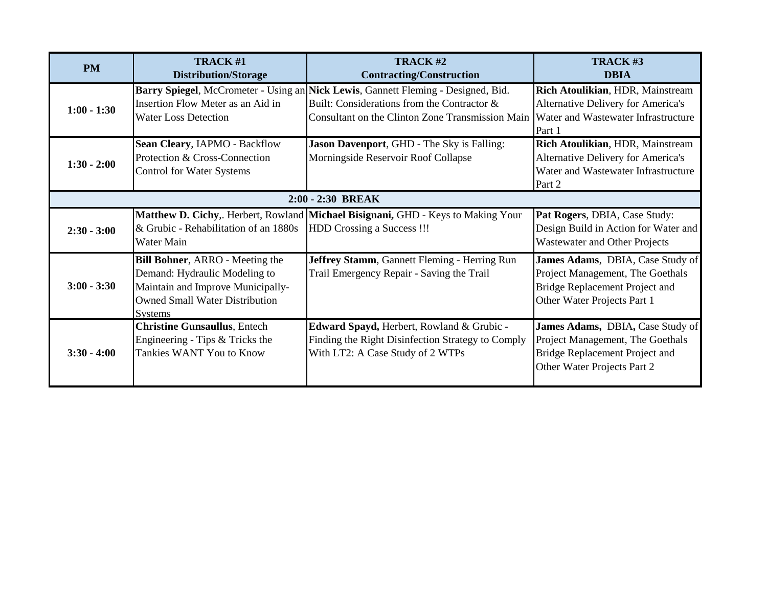| PM | TRACK #1<br>Distribution/Storage | TRACK #2<br>Contracting/Construction | TRACK #3<br>DBIA |
|---|---|---|---|
| 1:00 - 1:30 | **Barry Spiegel**, McCrometer - Using an Insertion Flow Meter as an Aid in Water Loss Detection | **Nick Lewis**, Gannett Fleming - Designed, Bid. Built: Considerations from the Contractor & Consultant on the Clinton Zone Transmission Main | **Rich Atoulikian**, HDR, Mainstream Alternative Delivery for America's Water and Wastewater Infrastructure Part 1 |
| 1:30 - 2:00 | **Sean Cleary**, IAPMO - Backflow Protection & Cross-Connection Control for Water Systems | **Jason Davenport**, GHD - The Sky is Falling: Morningside Reservoir Roof Collapse | **Rich Atoulikian**, HDR, Mainstream Alternative Delivery for America's Water and Wastewater Infrastructure Part 2 |
| **2:00 - 2:30 BREAK** | | | |
| 2:30 - 3:00 | **Matthew D. Cichy**,. Herbert, Rowland & Grubic - Rehabilitation of an 1880s Water Main | **Michael Bisignani,** GHD - Keys to Making Your HDD Crossing a Success !!! | **Pat Rogers**, DBIA, Case Study: Design Build in Action for Water and Wastewater and Other Projects |
| 3:00 - 3:30 | **Bill Bohner**, ARRO - Meeting the Demand: Hydraulic Modeling to Maintain and Improve Municipally-Owned Small Water Distribution Systems | **Jeffrey Stamm**, Gannett Fleming - Herring Run Trail Emergency Repair - Saving the Trail | **James Adams**, DBIA, Case Study of Project Management, The Goethals Bridge Replacement Project and Other Water Projects Part 1 |
| 3:30 - 4:00 | **Christine Gunsaullus**, Entech Engineering - Tips & Tricks the Tankies WANT You to Know | **Edward Spayd,** Herbert, Rowland & Grubic - Finding the Right Disinfection Strategy to Comply With LT2: A Case Study of 2 WTPs | **James Adams,** DBIA**,** Case Study of Project Management, The Goethals Bridge Replacement Project and Other Water Projects Part 2 |